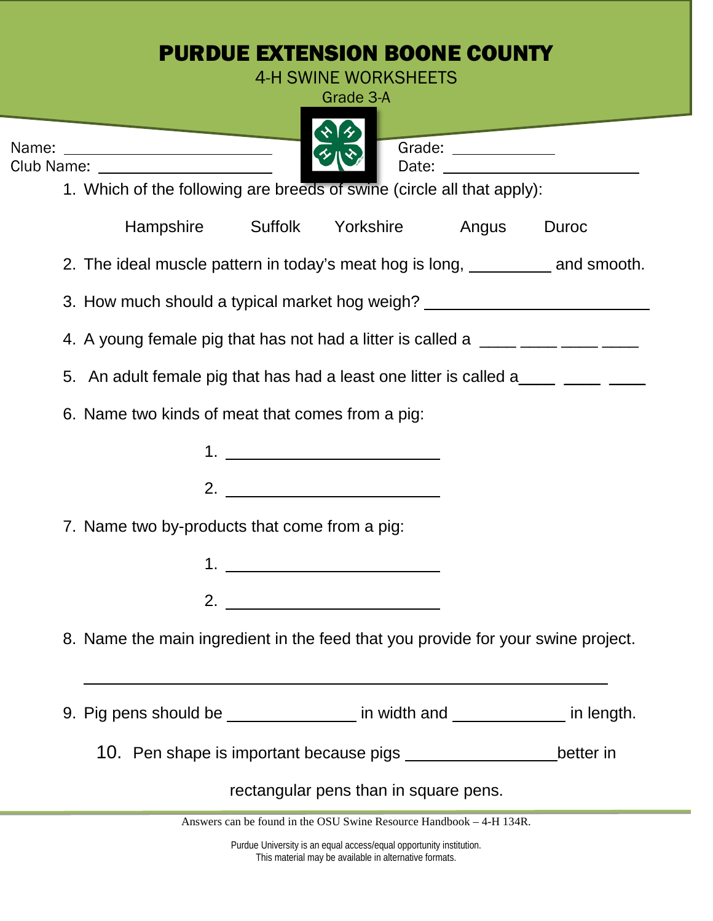# PURDUE EXTENSION BOONE COUNTY

4-H SWINE WORKSHEETS

Grade 3-A

Name: ____________________________ Grade: ______________

Club Name: ________________________ Date: __________________________

1. Which of the following are breeds of swine (circle all that apply):

   Hampshire    Suffolk    Yorkshire    Angus    Duroc

2. The ideal muscle pattern in today's meat hog is long, __________ and smooth.

3. How much should a typical market hog weigh? ___________________________

4. A young female pig that has not had a litter is called a ____ ____ ____ ____

5. An adult female pig that has had a least one litter is called a____ ____ ____

6. Name two kinds of meat that comes from a pig:

   1. __________________________
   2. __________________________

7. Name two by-products that come from a pig:

   1. __________________________
   2. __________________________

8. Name the main ingredient in the feed that you provide for your swine project.

   ________________________________________________________________

9. Pig pens should be _______________ in width and ______________ in length.

10. Pen shape is important because pigs __________________better in rectangular pens than in square pens.

Answers can be found in the OSU Swine Resource Handbook – 4-H 134R.

Purdue University is an equal access/equal opportunity institution.
This material may be available in alternative formats.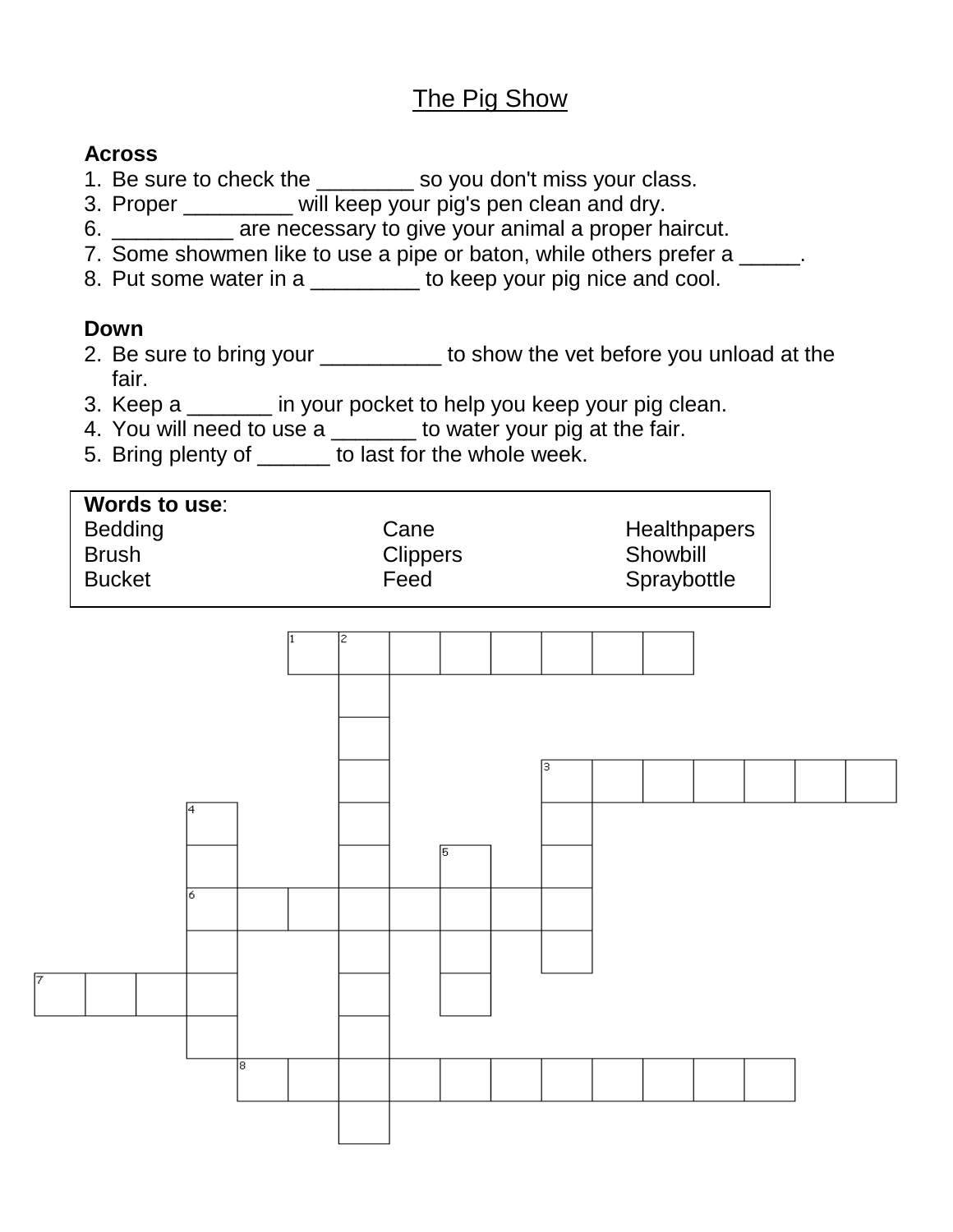# The Pig Show

**Across**

1. Be sure to check the ________ so you don't miss your class.
3. Proper _________ will keep your pig's pen clean and dry.
6. __________ are necessary to give your animal a proper haircut.
7. Some showmen like to use a pipe or baton, while others prefer a _____.
8. Put some water in a _________ to keep your pig nice and cool.

**Down**

2. Be sure to bring your __________ to show the vet before you unload at the fair.
3. Keep a _______ in your pocket to help you keep your pig clean.
4. You will need to use a _______ to water your pig at the fair.
5. Bring plenty of ______ to last for the whole week.

**Words to use**:

| | | |
|---|---|---|
| Bedding | Cane | Healthpapers |
| Brush | Clippers | Showbill |
| Bucket | Feed | Spraybottle |

1 2 3 4 5 6 7 8